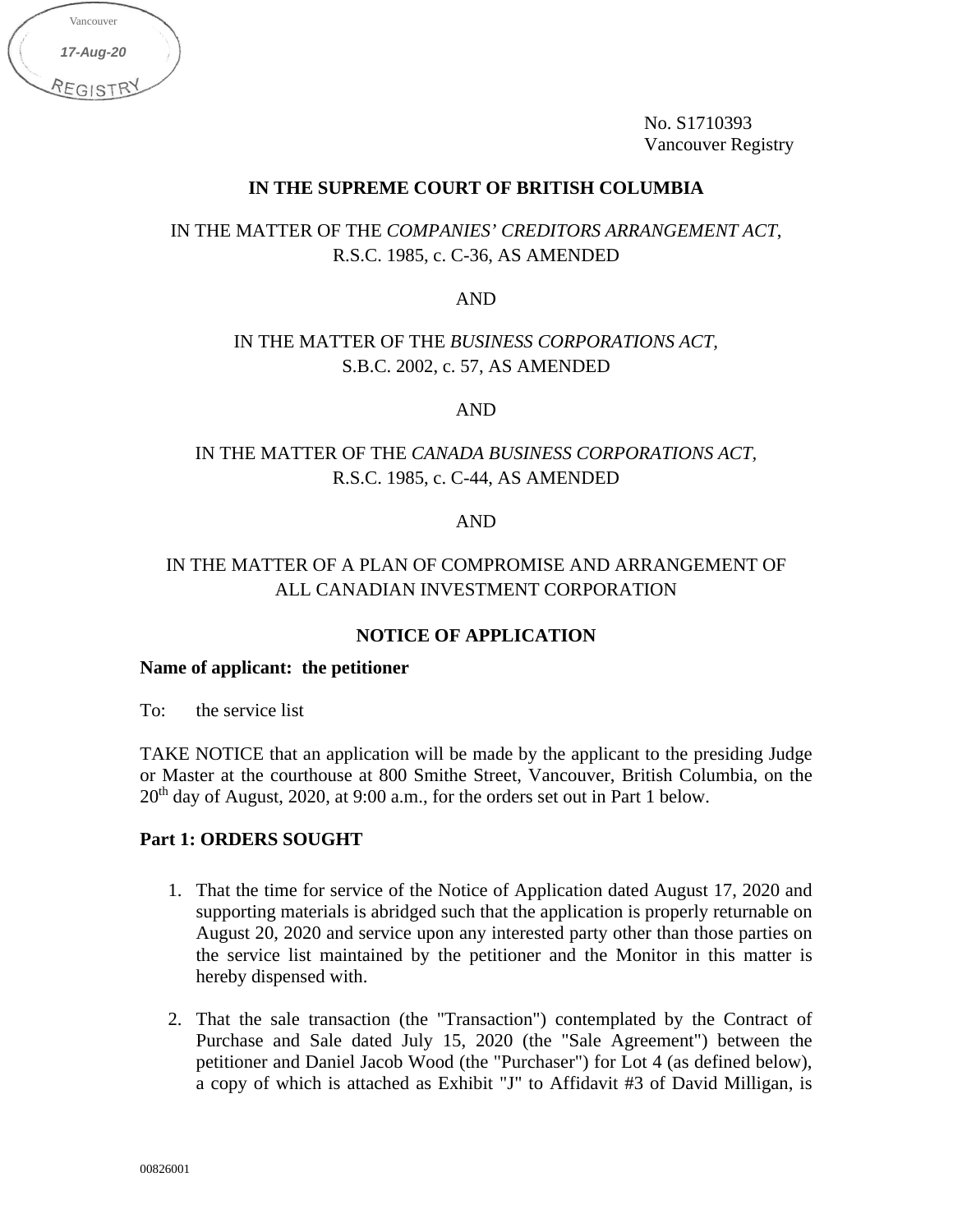Vancouver
17-Aug-20
REGISTRY

No. S1710393
Vancouver Registry

**IN THE SUPREME COURT OF BRITISH COLUMBIA**

IN THE MATTER OF THE *COMPANIES' CREDITORS ARRANGEMENT ACT*, R.S.C. 1985, c. C-36, AS AMENDED

AND

IN THE MATTER OF THE *BUSINESS CORPORATIONS ACT*, S.B.C. 2002, c. 57, AS AMENDED

AND

IN THE MATTER OF THE *CANADA BUSINESS CORPORATIONS ACT*, R.S.C. 1985, c. C-44, AS AMENDED

AND

IN THE MATTER OF A PLAN OF COMPROMISE AND ARRANGEMENT OF ALL CANADIAN INVESTMENT CORPORATION

**NOTICE OF APPLICATION**

**Name of applicant: the petitioner**

To: the service list

TAKE NOTICE that an application will be made by the applicant to the presiding Judge or Master at the courthouse at 800 Smithe Street, Vancouver, British Columbia, on the 20th day of August, 2020, at 9:00 a.m., for the orders set out in Part 1 below.

**Part 1: ORDERS SOUGHT**

1. That the time for service of the Notice of Application dated August 17, 2020 and supporting materials is abridged such that the application is properly returnable on August 20, 2020 and service upon any interested party other than those parties on the service list maintained by the petitioner and the Monitor in this matter is hereby dispensed with.

2. That the sale transaction (the "Transaction") contemplated by the Contract of Purchase and Sale dated July 15, 2020 (the "Sale Agreement") between the petitioner and Daniel Jacob Wood (the "Purchaser") for Lot 4 (as defined below), a copy of which is attached as Exhibit "J" to Affidavit #3 of David Milligan, is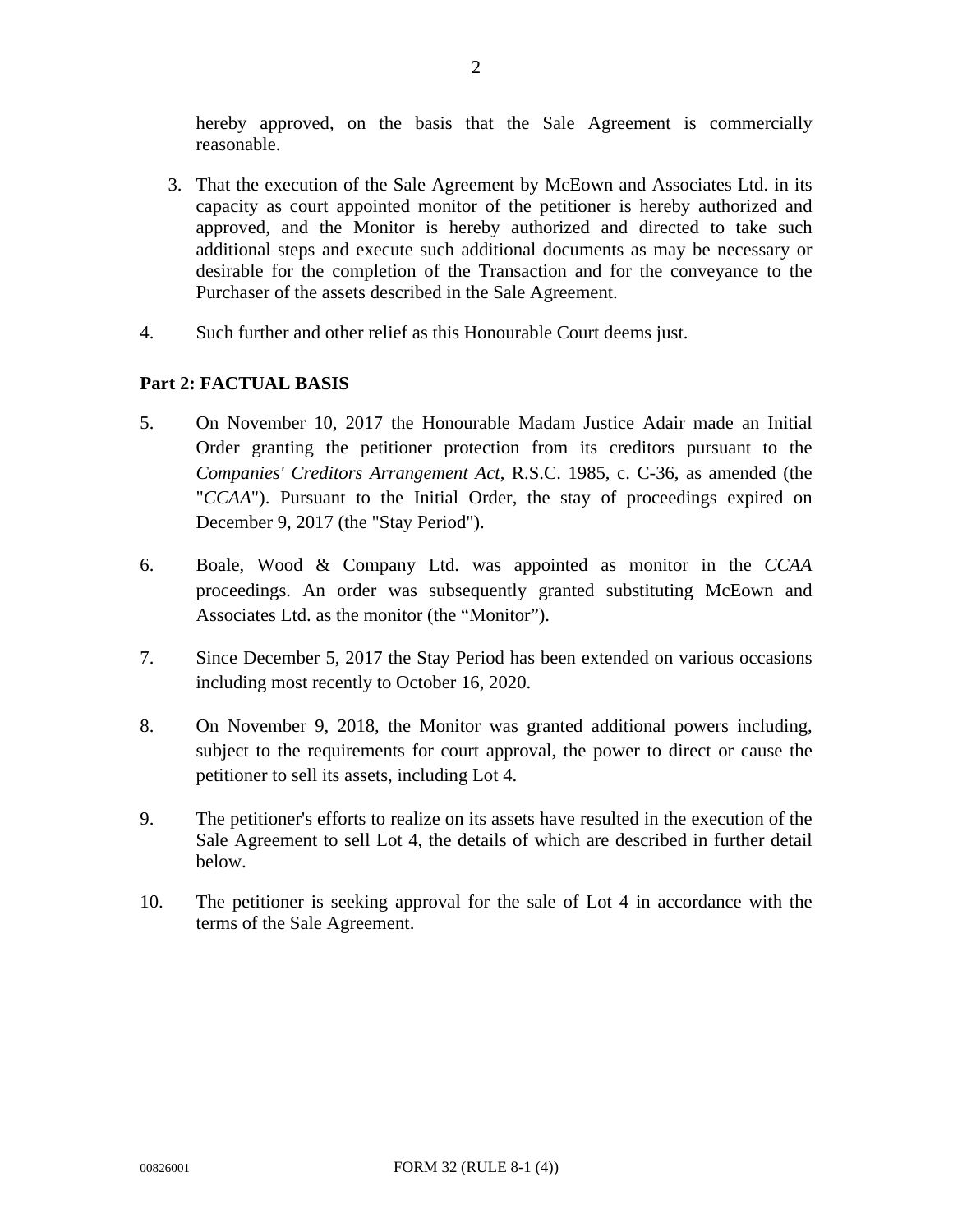hereby approved, on the basis that the Sale Agreement is commercially reasonable.

3. That the execution of the Sale Agreement by McEown and Associates Ltd. in its capacity as court appointed monitor of the petitioner is hereby authorized and approved, and the Monitor is hereby authorized and directed to take such additional steps and execute such additional documents as may be necessary or desirable for the completion of the Transaction and for the conveyance to the Purchaser of the assets described in the Sale Agreement.

4. Such further and other relief as this Honourable Court deems just.

**Part 2: FACTUAL BASIS**

5. On November 10, 2017 the Honourable Madam Justice Adair made an Initial Order granting the petitioner protection from its creditors pursuant to the *Companies' Creditors Arrangement Act*, R.S.C. 1985, c. C-36, as amended (the "*CCAA*"). Pursuant to the Initial Order, the stay of proceedings expired on December 9, 2017 (the "Stay Period").

6. Boale, Wood & Company Ltd. was appointed as monitor in the *CCAA* proceedings. An order was subsequently granted substituting McEown and Associates Ltd. as the monitor (the "Monitor").

7. Since December 5, 2017 the Stay Period has been extended on various occasions including most recently to October 16, 2020.

8. On November 9, 2018, the Monitor was granted additional powers including, subject to the requirements for court approval, the power to direct or cause the petitioner to sell its assets, including Lot 4.

9. The petitioner's efforts to realize on its assets have resulted in the execution of the Sale Agreement to sell Lot 4, the details of which are described in further detail below.

10. The petitioner is seeking approval for the sale of Lot 4 in accordance with the terms of the Sale Agreement.

00826001 FORM 32 (RULE 8-1 (4))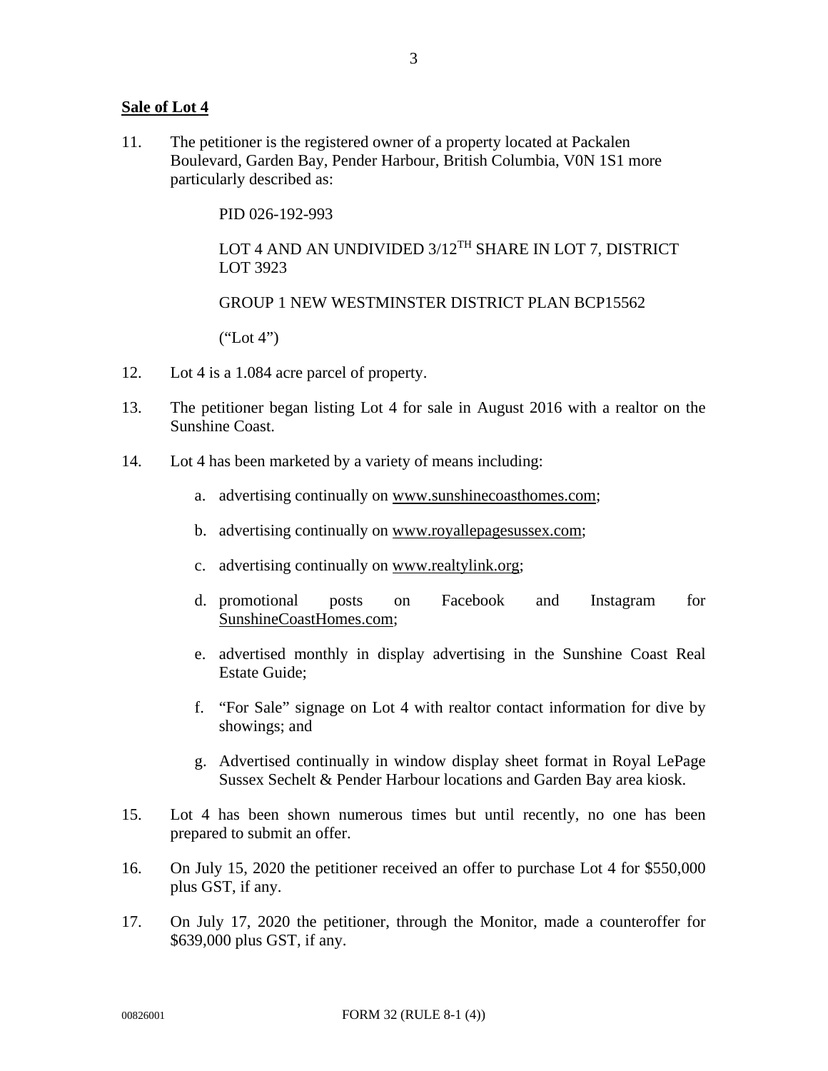**Sale of Lot 4**

11. The petitioner is the registered owner of a property located at Packalen Boulevard, Garden Bay, Pender Harbour, British Columbia, V0N 1S1 more particularly described as:

    PID 026-192-993

    LOT 4 AND AN UNDIVIDED 3/12TH SHARE IN LOT 7, DISTRICT LOT 3923

    GROUP 1 NEW WESTMINSTER DISTRICT PLAN BCP15562

    ("Lot 4")

12. Lot 4 is a 1.084 acre parcel of property.

13. The petitioner began listing Lot 4 for sale in August 2016 with a realtor on the Sunshine Coast.

14. Lot 4 has been marketed by a variety of means including:

    a. advertising continually on www.sunshinecoasthomes.com;

    b. advertising continually on www.royallepagesussex.com;

    c. advertising continually on www.realtylink.org;

    d. promotional posts on Facebook and Instagram for SunshineCoastHomes.com;

    e. advertised monthly in display advertising in the Sunshine Coast Real Estate Guide;

    f. "For Sale" signage on Lot 4 with realtor contact information for dive by showings; and

    g. Advertised continually in window display sheet format in Royal LePage Sussex Sechelt & Pender Harbour locations and Garden Bay area kiosk.

15. Lot 4 has been shown numerous times but until recently, no one has been prepared to submit an offer.

16. On July 15, 2020 the petitioner received an offer to purchase Lot 4 for $550,000 plus GST, if any.

17. On July 17, 2020 the petitioner, through the Monitor, made a counteroffer for $639,000 plus GST, if any.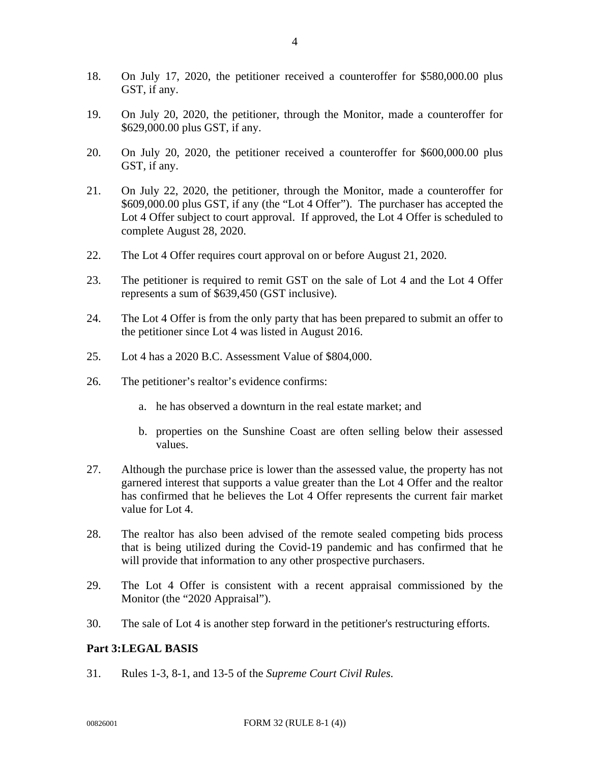18. On July 17, 2020, the petitioner received a counteroffer for $580,000.00 plus GST, if any.

19. On July 20, 2020, the petitioner, through the Monitor, made a counteroffer for $629,000.00 plus GST, if any.

20. On July 20, 2020, the petitioner received a counteroffer for $600,000.00 plus GST, if any.

21. On July 22, 2020, the petitioner, through the Monitor, made a counteroffer for $609,000.00 plus GST, if any (the "Lot 4 Offer"). The purchaser has accepted the Lot 4 Offer subject to court approval. If approved, the Lot 4 Offer is scheduled to complete August 28, 2020.

22. The Lot 4 Offer requires court approval on or before August 21, 2020.

23. The petitioner is required to remit GST on the sale of Lot 4 and the Lot 4 Offer represents a sum of $639,450 (GST inclusive).

24. The Lot 4 Offer is from the only party that has been prepared to submit an offer to the petitioner since Lot 4 was listed in August 2016.

25. Lot 4 has a 2020 B.C. Assessment Value of $804,000.

26. The petitioner's realtor's evidence confirms:

    a. he has observed a downturn in the real estate market; and

    b. properties on the Sunshine Coast are often selling below their assessed values.

27. Although the purchase price is lower than the assessed value, the property has not garnered interest that supports a value greater than the Lot 4 Offer and the realtor has confirmed that he believes the Lot 4 Offer represents the current fair market value for Lot 4.

28. The realtor has also been advised of the remote sealed competing bids process that is being utilized during the Covid-19 pandemic and has confirmed that he will provide that information to any other prospective purchasers.

29. The Lot 4 Offer is consistent with a recent appraisal commissioned by the Monitor (the "2020 Appraisal").

30. The sale of Lot 4 is another step forward in the petitioner's restructuring efforts.

## Part 3: LEGAL BASIS

31. Rules 1-3, 8-1, and 13-5 of the *Supreme Court Civil Rules.*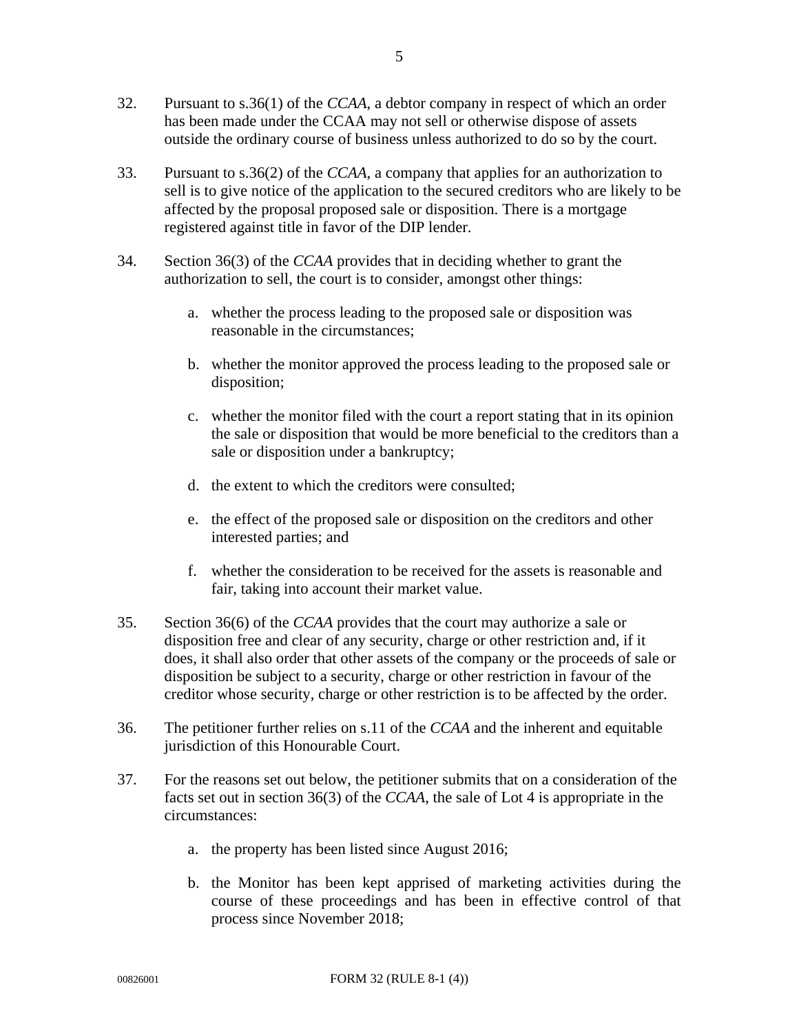32. Pursuant to s.36(1) of the *CCAA*, a debtor company in respect of which an order has been made under the CCAA may not sell or otherwise dispose of assets outside the ordinary course of business unless authorized to do so by the court.

33. Pursuant to s.36(2) of the *CCAA*, a company that applies for an authorization to sell is to give notice of the application to the secured creditors who are likely to be affected by the proposal proposed sale or disposition. There is a mortgage registered against title in favor of the DIP lender.

34. Section 36(3) of the *CCAA* provides that in deciding whether to grant the authorization to sell, the court is to consider, amongst other things:

    a. whether the process leading to the proposed sale or disposition was reasonable in the circumstances;

    b. whether the monitor approved the process leading to the proposed sale or disposition;

    c. whether the monitor filed with the court a report stating that in its opinion the sale or disposition that would be more beneficial to the creditors than a sale or disposition under a bankruptcy;

    d. the extent to which the creditors were consulted;

    e. the effect of the proposed sale or disposition on the creditors and other interested parties; and

    f. whether the consideration to be received for the assets is reasonable and fair, taking into account their market value.

35. Section 36(6) of the *CCAA* provides that the court may authorize a sale or disposition free and clear of any security, charge or other restriction and, if it does, it shall also order that other assets of the company or the proceeds of sale or disposition be subject to a security, charge or other restriction in favour of the creditor whose security, charge or other restriction is to be affected by the order.

36. The petitioner further relies on s.11 of the *CCAA* and the inherent and equitable jurisdiction of this Honourable Court.

37. For the reasons set out below, the petitioner submits that on a consideration of the facts set out in section 36(3) of the *CCAA*, the sale of Lot 4 is appropriate in the circumstances:

    a. the property has been listed since August 2016;

    b. the Monitor has been kept apprised of marketing activities during the course of these proceedings and has been in effective control of that process since November 2018;

00826001 FORM 32 (RULE 8-1 (4))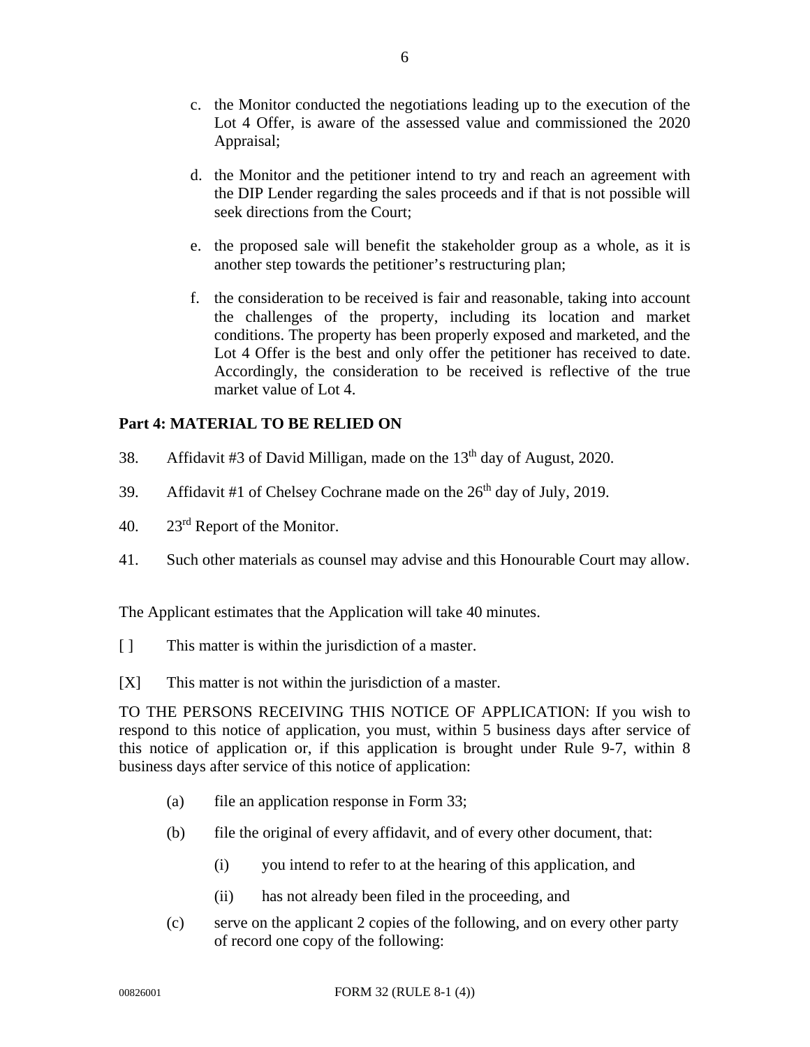c. the Monitor conducted the negotiations leading up to the execution of the Lot 4 Offer, is aware of the assessed value and commissioned the 2020 Appraisal;

d. the Monitor and the petitioner intend to try and reach an agreement with the DIP Lender regarding the sales proceeds and if that is not possible will seek directions from the Court;

e. the proposed sale will benefit the stakeholder group as a whole, as it is another step towards the petitioner's restructuring plan;

f. the consideration to be received is fair and reasonable, taking into account the challenges of the property, including its location and market conditions. The property has been properly exposed and marketed, and the Lot 4 Offer is the best and only offer the petitioner has received to date. Accordingly, the consideration to be received is reflective of the true market value of Lot 4.

**Part 4: MATERIAL TO BE RELIED ON**

38. Affidavit #3 of David Milligan, made on the 13th day of August, 2020.

39. Affidavit #1 of Chelsey Cochrane made on the 26th day of July, 2019.

40. 23rd Report of the Monitor.

41. Such other materials as counsel may advise and this Honourable Court may allow.

The Applicant estimates that the Application will take 40 minutes.

[ ] This matter is within the jurisdiction of a master.

[X] This matter is not within the jurisdiction of a master.

TO THE PERSONS RECEIVING THIS NOTICE OF APPLICATION: If you wish to respond to this notice of application, you must, within 5 business days after service of this notice of application or, if this application is brought under Rule 9-7, within 8 business days after service of this notice of application:

(a) file an application response in Form 33;

(b) file the original of every affidavit, and of every other document, that:

(i) you intend to refer to at the hearing of this application, and

(ii) has not already been filed in the proceeding, and

(c) serve on the applicant 2 copies of the following, and on every other party of record one copy of the following: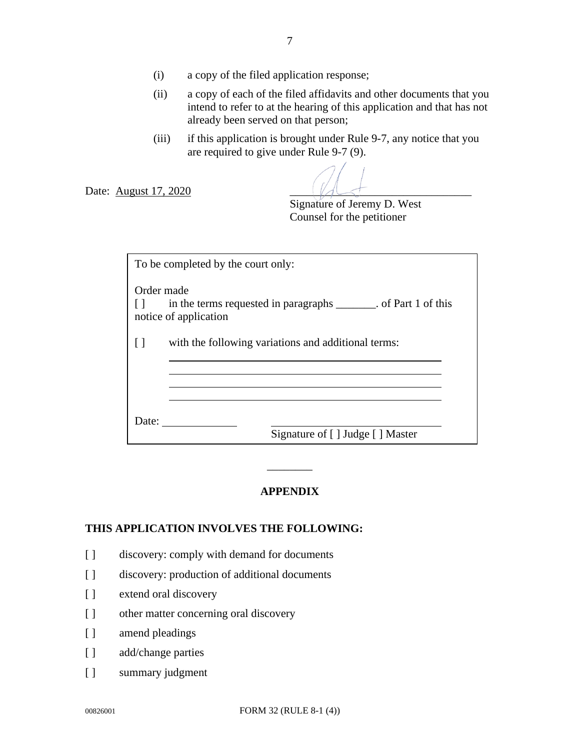(i) a copy of the filed application response;

(ii) a copy of each of the filed affidavits and other documents that you intend to refer to at the hearing of this application and that has not already been served on that person;

(iii) if this application is brought under Rule 9-7, any notice that you are required to give under Rule 9-7 (9).

Date: August 17, 2020

_________________________________
Signature of Jeremy D. West
Counsel for the petitioner

> To be completed by the court only:
>
> Order made
>
> [ ] in the terms requested in paragraphs _______. of Part 1 of this notice of application
>
> [ ] with the following variations and additional terms:
>
> _______________________________________________
>
> _______________________________________________
>
> _______________________________________________
>
> _______________________________________________
>
> Date: ____________ _________________________________
> Signature of [ ] Judge [ ] Master

________

## APPENDIX

**THIS APPLICATION INVOLVES THE FOLLOWING:**

[ ] discovery: comply with demand for documents

[ ] discovery: production of additional documents

[ ] extend oral discovery

[ ] other matter concerning oral discovery

[ ] amend pleadings

[ ] add/change parties

[ ] summary judgment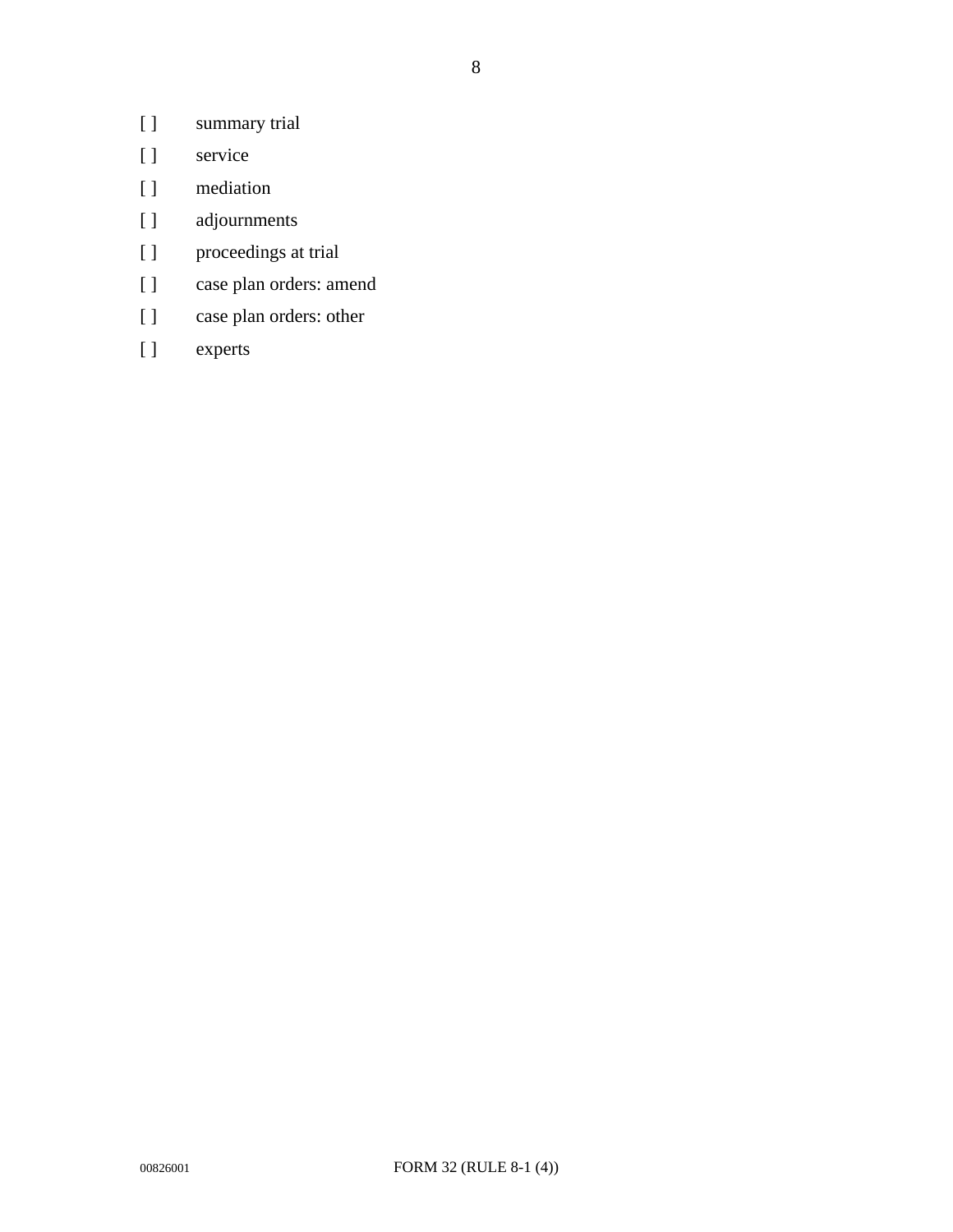[ ] summary trial

[ ] service

[ ] mediation

[ ] adjournments

[ ] proceedings at trial

[ ] case plan orders: amend

[ ] case plan orders: other

[ ] experts